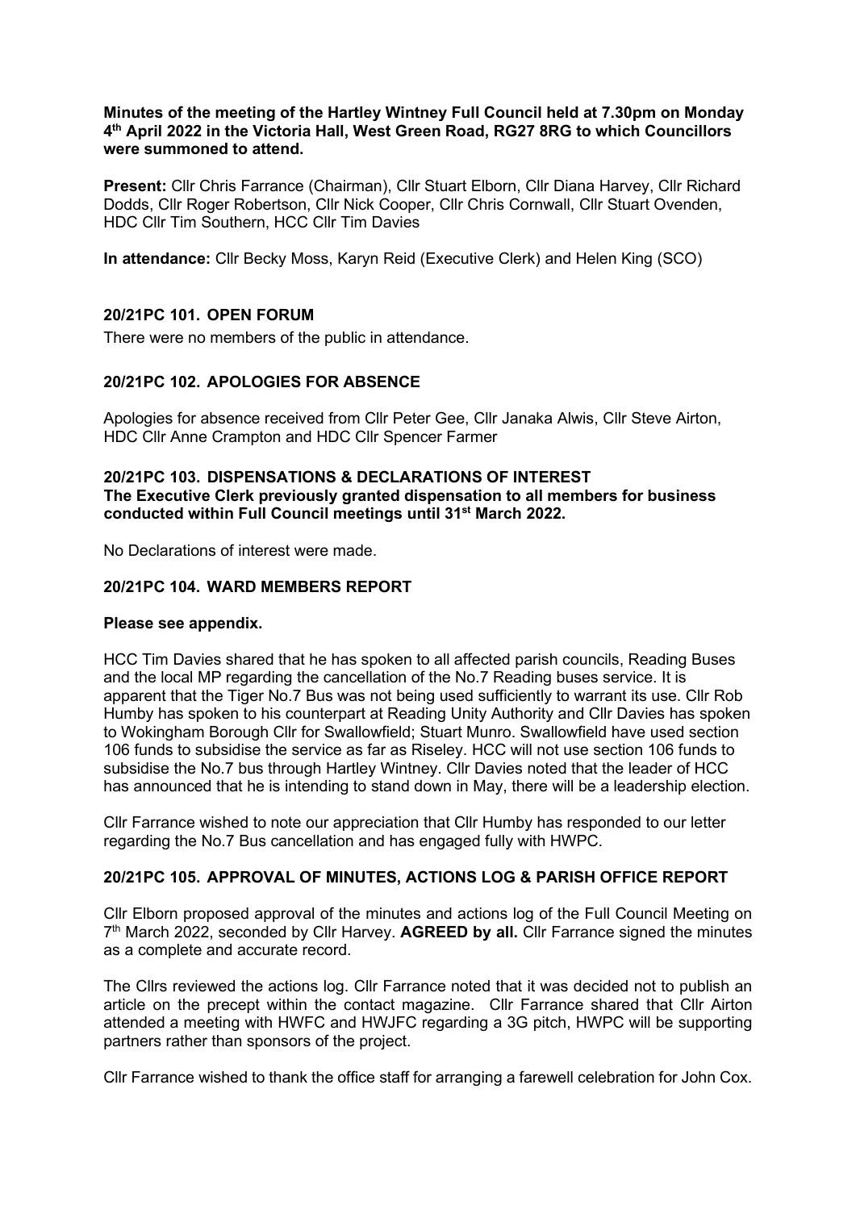**Minutes of the meeting of the Hartley Wintney Full Council held at 7.30pm on Monday 4th April 2022 in the Victoria Hall, West Green Road, RG27 8RG to which Councillors were summoned to attend.**

**Present:** Cllr Chris Farrance (Chairman), Cllr Stuart Elborn, Cllr Diana Harvey, Cllr Richard Dodds, Cllr Roger Robertson, Cllr Nick Cooper, Cllr Chris Cornwall, Cllr Stuart Ovenden, HDC Cllr Tim Southern, HCC Cllr Tim Davies

**In attendance:** Cllr Becky Moss, Karyn Reid (Executive Clerk) and Helen King (SCO)

## 20/21PC 101. OPEN FORUM

There were no members of the public in attendance.

## 20/21PC 102. APOLOGIES FOR ABSENCE

Apologies for absence received from Cllr Peter Gee, Cllr Janaka Alwis, Cllr Steve Airton, HDC Cllr Anne Crampton and HDC Cllr Spencer Farmer

## 20/21PC 103. DISPENSATIONS & DECLARATIONS OF INTEREST

**The Executive Clerk previously granted dispensation to all members for business conducted within Full Council meetings until 31st March 2022.**

No Declarations of interest were made.

## 20/21PC 104. WARD MEMBERS REPORT

**Please see appendix.**

HCC Tim Davies shared that he has spoken to all affected parish councils, Reading Buses and the local MP regarding the cancellation of the No.7 Reading buses service. It is apparent that the Tiger No.7 Bus was not being used sufficiently to warrant its use. Cllr Rob Humby has spoken to his counterpart at Reading Unity Authority and Cllr Davies has spoken to Wokingham Borough Cllr for Swallowfield; Stuart Munro. Swallowfield have used section 106 funds to subsidise the service as far as Riseley. HCC will not use section 106 funds to subsidise the No.7 bus through Hartley Wintney. Cllr Davies noted that the leader of HCC has announced that he is intending to stand down in May, there will be a leadership election.

Cllr Farrance wished to note our appreciation that Cllr Humby has responded to our letter regarding the No.7 Bus cancellation and has engaged fully with HWPC.

## 20/21PC 105. APPROVAL OF MINUTES, ACTIONS LOG & PARISH OFFICE REPORT

Cllr Elborn proposed approval of the minutes and actions log of the Full Council Meeting on 7th March 2022, seconded by Cllr Harvey. **AGREED by all.** Cllr Farrance signed the minutes as a complete and accurate record.

The Cllrs reviewed the actions log. Cllr Farrance noted that it was decided not to publish an article on the precept within the contact magazine. Cllr Farrance shared that Cllr Airton attended a meeting with HWFC and HWJFC regarding a 3G pitch, HWPC will be supporting partners rather than sponsors of the project.

Cllr Farrance wished to thank the office staff for arranging a farewell celebration for John Cox.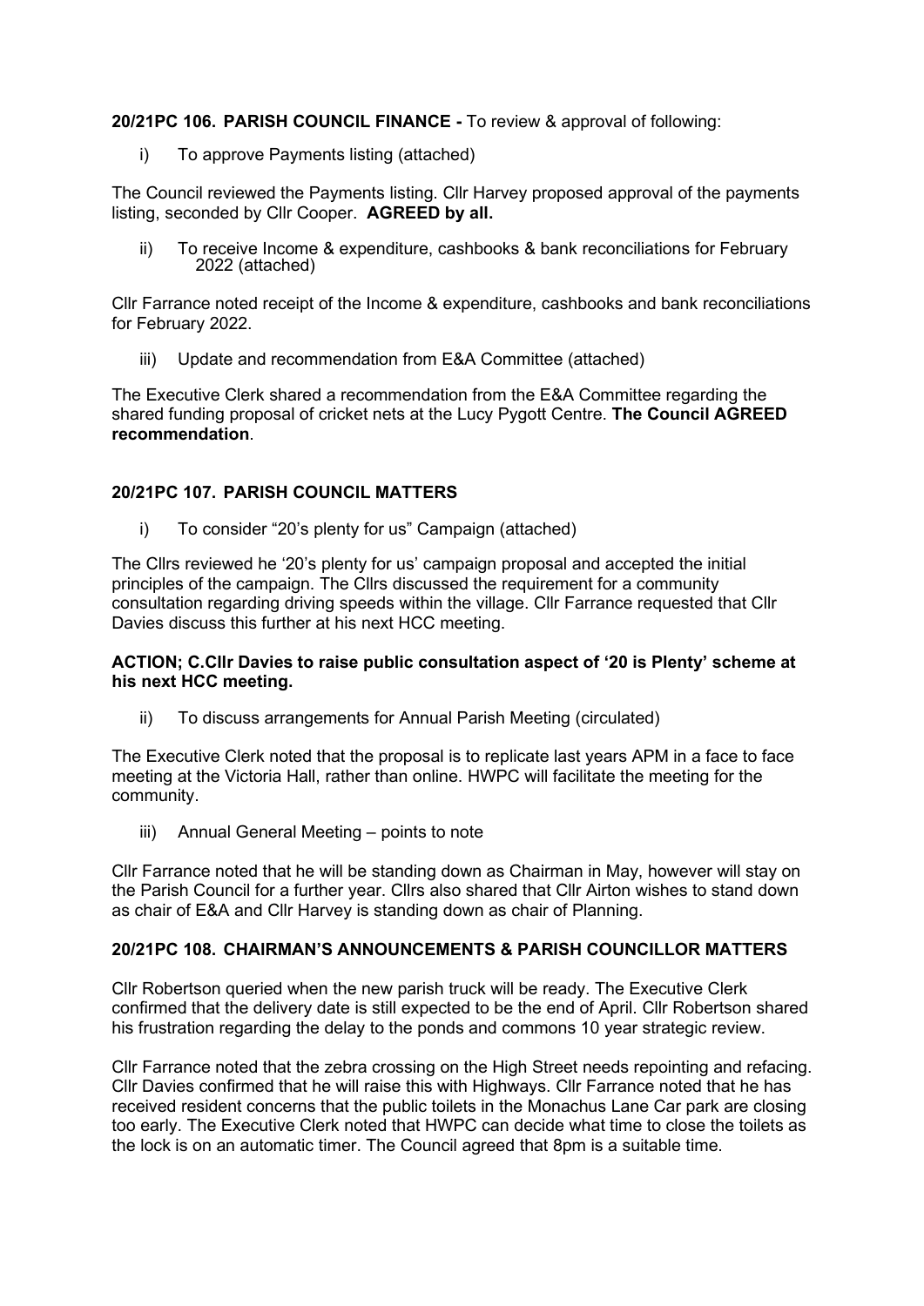**20/21PC 106. PARISH COUNCIL FINANCE -** To review & approval of following:

i) To approve Payments listing (attached)

The Council reviewed the Payments listing. Cllr Harvey proposed approval of the payments listing, seconded by Cllr Cooper. **AGREED by all.**

ii) To receive Income & expenditure, cashbooks & bank reconciliations for February 2022 (attached)

Cllr Farrance noted receipt of the Income & expenditure, cashbooks and bank reconciliations for February 2022.

iii) Update and recommendation from E&A Committee (attached)

The Executive Clerk shared a recommendation from the E&A Committee regarding the shared funding proposal of cricket nets at the Lucy Pygott Centre. **The Council AGREED recommendation**.

**20/21PC 107. PARISH COUNCIL MATTERS**

i) To consider "20's plenty for us" Campaign (attached)

The Cllrs reviewed he '20's plenty for us' campaign proposal and accepted the initial principles of the campaign. The Cllrs discussed the requirement for a community consultation regarding driving speeds within the village. Cllr Farrance requested that Cllr Davies discuss this further at his next HCC meeting.

**ACTION; C.Cllr Davies to raise public consultation aspect of '20 is Plenty' scheme at his next HCC meeting.**

ii) To discuss arrangements for Annual Parish Meeting (circulated)

The Executive Clerk noted that the proposal is to replicate last years APM in a face to face meeting at the Victoria Hall, rather than online. HWPC will facilitate the meeting for the community.

iii) Annual General Meeting – points to note

Cllr Farrance noted that he will be standing down as Chairman in May, however will stay on the Parish Council for a further year. Cllrs also shared that Cllr Airton wishes to stand down as chair of E&A and Cllr Harvey is standing down as chair of Planning.

**20/21PC 108. CHAIRMAN'S ANNOUNCEMENTS & PARISH COUNCILLOR MATTERS**

Cllr Robertson queried when the new parish truck will be ready. The Executive Clerk confirmed that the delivery date is still expected to be the end of April. Cllr Robertson shared his frustration regarding the delay to the ponds and commons 10 year strategic review.

Cllr Farrance noted that the zebra crossing on the High Street needs repointing and refacing. Cllr Davies confirmed that he will raise this with Highways. Cllr Farrance noted that he has received resident concerns that the public toilets in the Monachus Lane Car park are closing too early. The Executive Clerk noted that HWPC can decide what time to close the toilets as the lock is on an automatic timer. The Council agreed that 8pm is a suitable time.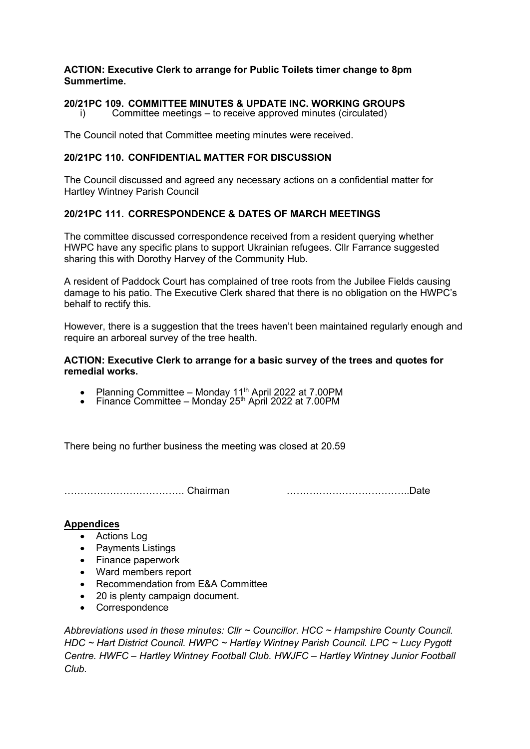**ACTION: Executive Clerk to arrange for Public Toilets timer change to 8pm Summertime.**

**20/21PC 109. COMMITTEE MINUTES & UPDATE INC. WORKING GROUPS**

i) Committee meetings – to receive approved minutes (circulated)

The Council noted that Committee meeting minutes were received.

**20/21PC 110. CONFIDENTIAL MATTER FOR DISCUSSION**

The Council discussed and agreed any necessary actions on a confidential matter for Hartley Wintney Parish Council

**20/21PC 111. CORRESPONDENCE & DATES OF MARCH MEETINGS**

The committee discussed correspondence received from a resident querying whether HWPC have any specific plans to support Ukrainian refugees. Cllr Farrance suggested sharing this with Dorothy Harvey of the Community Hub.

A resident of Paddock Court has complained of tree roots from the Jubilee Fields causing damage to his patio. The Executive Clerk shared that there is no obligation on the HWPC's behalf to rectify this.

However, there is a suggestion that the trees haven't been maintained regularly enough and require an arboreal survey of the tree health.

**ACTION: Executive Clerk to arrange for a basic survey of the trees and quotes for remedial works.**

- Planning Committee – Monday 11th April 2022 at 7.00PM
- Finance Committee – Monday 25th April 2022 at 7.00PM

There being no further business the meeting was closed at 20.59

………………………………. Chairman ………………………………..Date

**Appendices**

- Actions Log
- Payments Listings
- Finance paperwork
- Ward members report
- Recommendation from E&A Committee
- 20 is plenty campaign document.
- Correspondence

*Abbreviations used in these minutes: Cllr ~ Councillor. HCC ~ Hampshire County Council. HDC ~ Hart District Council. HWPC ~ Hartley Wintney Parish Council. LPC ~ Lucy Pygott Centre. HWFC – Hartley Wintney Football Club. HWJFC – Hartley Wintney Junior Football Club.*